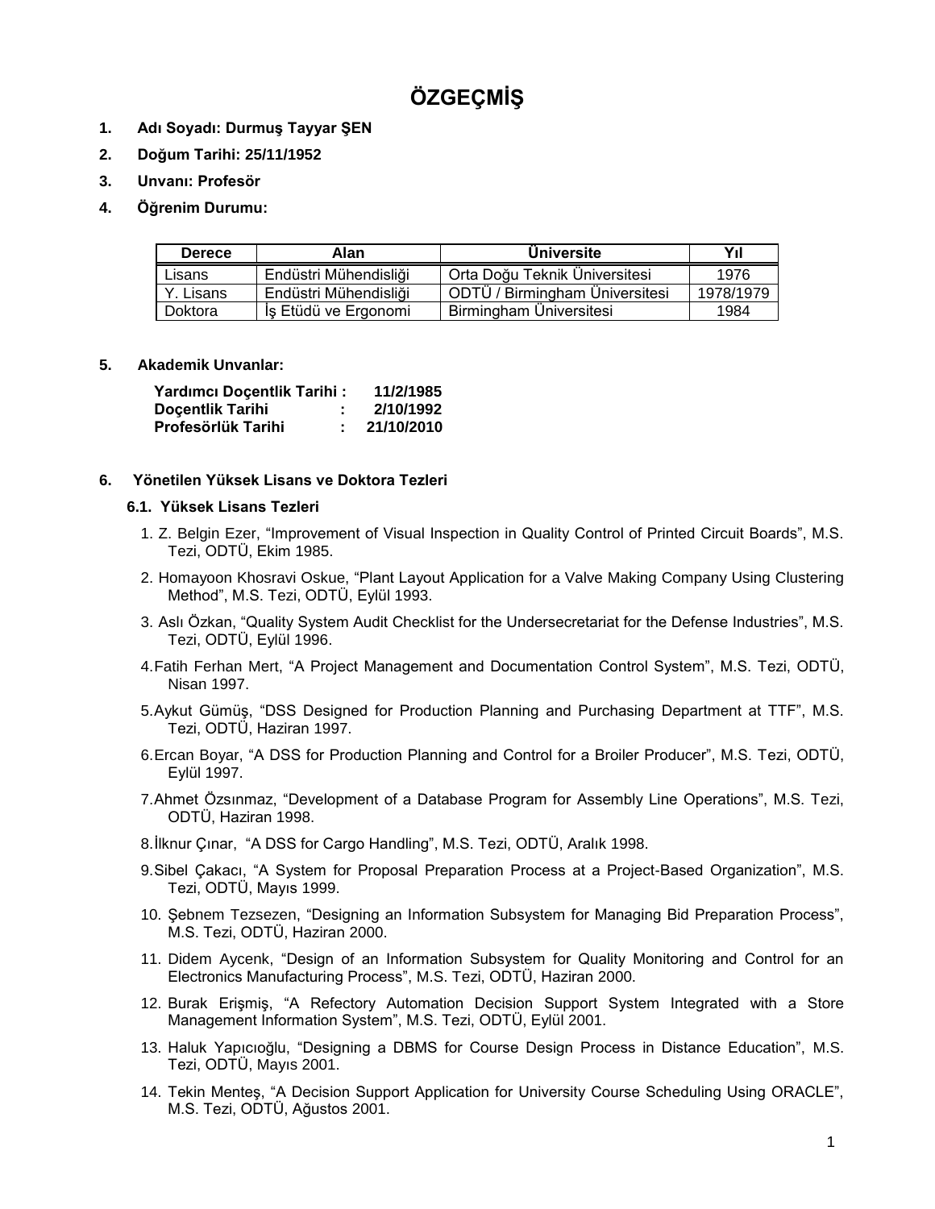# ÖZGEÇMİŞ

1. **Adı Soyadı: Durmuş Tayyar ŞEN**
2. **Doğum Tarihi: 25/11/1952**
3. **Unvanı: Profesör**
4. **Öğrenim Durumu:**

| Derece | Alan | Üniversite | Yıl |
|---|---|---|---|
| Lisans | Endüstri Mühendisliği | Orta Doğu Teknik Üniversitesi | 1976 |
| Y. Lisans | Endüstri Mühendisliği | ODTÜ / Birmingham Üniversitesi | 1978/1979 |
| Doktora | İş Etüdü ve Ergonomi | Birmingham Üniversitesi | 1984 |

5. **Akademik Unvanlar:**

**Yardımcı Doçentlik Tarihi : 11/2/1985**
**Doçentlik Tarihi : 2/10/1992**
**Profesörlük Tarihi : 21/10/2010**

6. **Yönetilen Yüksek Lisans ve Doktora Tezleri**

**6.1. Yüksek Lisans Tezleri**

1. Z. Belgin Ezer, "Improvement of Visual Inspection in Quality Control of Printed Circuit Boards", M.S. Tezi, ODTÜ, Ekim 1985.
2. Homayoon Khosravi Oskue, "Plant Layout Application for a Valve Making Company Using Clustering Method", M.S. Tezi, ODTÜ, Eylül 1993.
3. Aslı Özkan, "Quality System Audit Checklist for the Undersecretariat for the Defense Industries", M.S. Tezi, ODTÜ, Eylül 1996.
4. Fatih Ferhan Mert, "A Project Management and Documentation Control System", M.S. Tezi, ODTÜ, Nisan 1997.
5. Aykut Gümüş, "DSS Designed for Production Planning and Purchasing Department at TTF", M.S. Tezi, ODTÜ, Haziran 1997.
6. Ercan Boyar, "A DSS for Production Planning and Control for a Broiler Producer", M.S. Tezi, ODTÜ, Eylül 1997.
7. Ahmet Özsınmaz, "Development of a Database Program for Assembly Line Operations", M.S. Tezi, ODTÜ, Haziran 1998.
8. İlknur Çınar, "A DSS for Cargo Handling", M.S. Tezi, ODTÜ, Aralık 1998.
9. Sibel Çakacı, "A System for Proposal Preparation Process at a Project-Based Organization", M.S. Tezi, ODTÜ, Mayıs 1999.
10. Şebnem Tezsezen, "Designing an Information Subsystem for Managing Bid Preparation Process", M.S. Tezi, ODTÜ, Haziran 2000.
11. Didem Aycenk, "Design of an Information Subsystem for Quality Monitoring and Control for an Electronics Manufacturing Process", M.S. Tezi, ODTÜ, Haziran 2000.
12. Burak Erişmiş, "A Refectory Automation Decision Support System Integrated with a Store Management Information System", M.S. Tezi, ODTÜ, Eylül 2001.
13. Haluk Yapıcıoğlu, "Designing a DBMS for Course Design Process in Distance Education", M.S. Tezi, ODTÜ, Mayıs 2001.
14. Tekin Menteş, "A Decision Support Application for University Course Scheduling Using ORACLE", M.S. Tezi, ODTÜ, Ağustos 2001.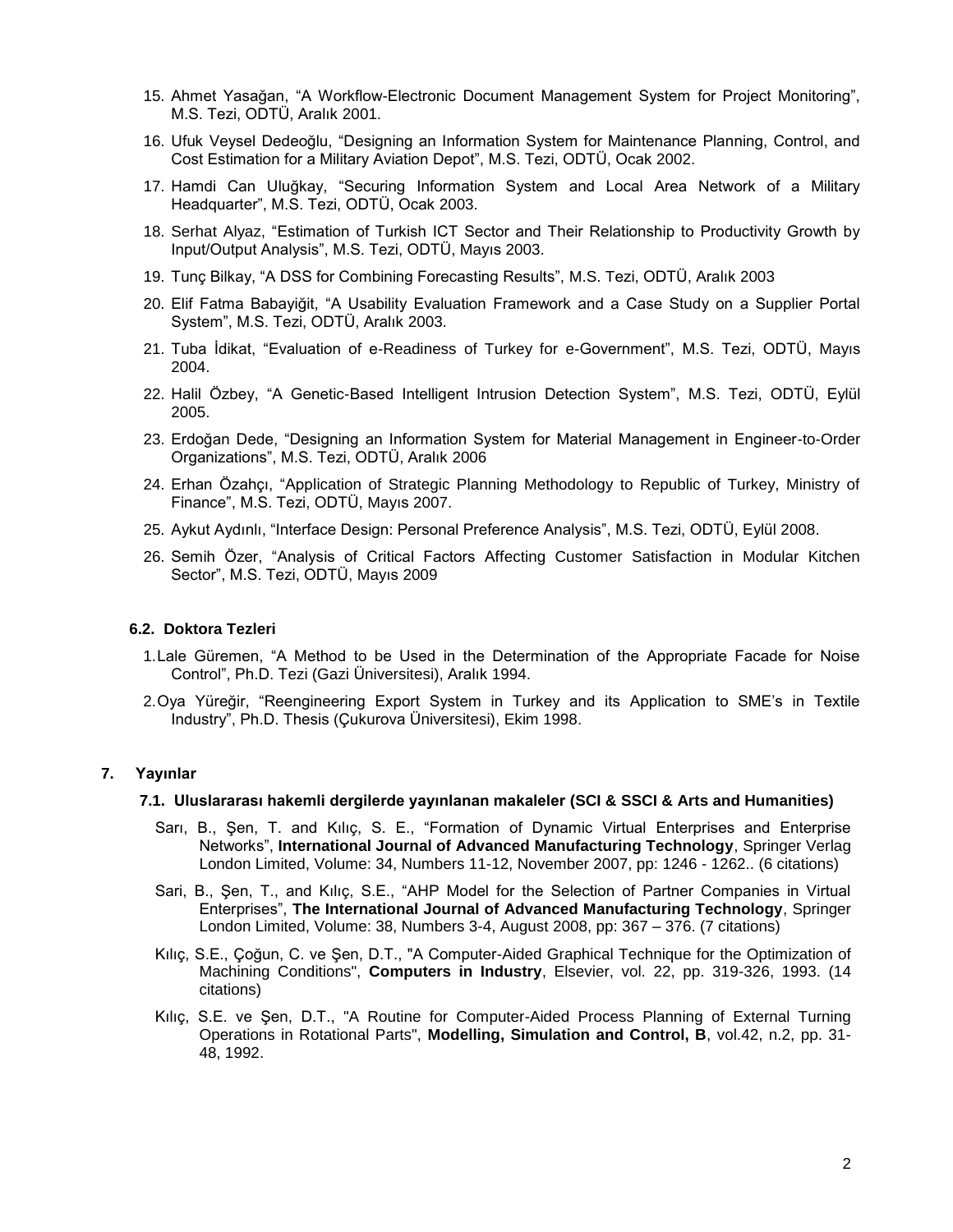15. Ahmet Yasağan, "A Workflow-Electronic Document Management System for Project Monitoring", M.S. Tezi, ODTÜ, Aralık 2001.
16. Ufuk Veysel Dedeoğlu, "Designing an Information System for Maintenance Planning, Control, and Cost Estimation for a Military Aviation Depot", M.S. Tezi, ODTÜ, Ocak 2002.
17. Hamdi Can Uluğkay, "Securing Information System and Local Area Network of a Military Headquarter", M.S. Tezi, ODTÜ, Ocak 2003.
18. Serhat Alyaz, "Estimation of Turkish ICT Sector and Their Relationship to Productivity Growth by Input/Output Analysis", M.S. Tezi, ODTÜ, Mayıs 2003.
19. Tunç Bilkay, "A DSS for Combining Forecasting Results", M.S. Tezi, ODTÜ, Aralık 2003
20. Elif Fatma Babayiğit, "A Usability Evaluation Framework and a Case Study on a Supplier Portal System", M.S. Tezi, ODTÜ, Aralık 2003.
21. Tuba İdikat, "Evaluation of e-Readiness of Turkey for e-Government", M.S. Tezi, ODTÜ, Mayıs 2004.
22. Halil Özbey, "A Genetic-Based Intelligent Intrusion Detection System", M.S. Tezi, ODTÜ, Eylül 2005.
23. Erdoğan Dede, "Designing an Information System for Material Management in Engineer-to-Order Organizations", M.S. Tezi, ODTÜ, Aralık 2006
24. Erhan Özahçı, "Application of Strategic Planning Methodology to Republic of Turkey, Ministry of Finance", M.S. Tezi, ODTÜ, Mayıs 2007.
25. Aykut Aydınlı, "Interface Design: Personal Preference Analysis", M.S. Tezi, ODTÜ, Eylül 2008.
26. Semih Özer, "Analysis of Critical Factors Affecting Customer Satisfaction in Modular Kitchen Sector", M.S. Tezi, ODTÜ, Mayıs 2009

### 6.2. Doktora Tezleri

1. Lale Güremen, "A Method to be Used in the Determination of the Appropriate Facade for Noise Control", Ph.D. Tezi (Gazi Üniversitesi), Aralık 1994.
2. Oya Yüreğir, "Reengineering Export System in Turkey and its Application to SME's in Textile Industry", Ph.D. Thesis (Çukurova Üniversitesi), Ekim 1998.

## 7. Yayınlar

### 7.1. Uluslararası hakemli dergilerde yayınlanan makaleler (SCI & SSCI & Arts and Humanities)

Sarı, B., Şen, T. and Kılıç, S. E., "Formation of Dynamic Virtual Enterprises and Enterprise Networks", **International Journal of Advanced Manufacturing Technology**, Springer Verlag London Limited, Volume: 34, Numbers 11-12, November 2007, pp: 1246 - 1262.. (6 citations)

Sari, B., Şen, T., and Kılıç, S.E., "AHP Model for the Selection of Partner Companies in Virtual Enterprises", **The International Journal of Advanced Manufacturing Technology**, Springer London Limited, Volume: 38, Numbers 3-4, August 2008, pp: 367 – 376. (7 citations)

Kılıç, S.E., Çoğun, C. ve Şen, D.T., "A Computer-Aided Graphical Technique for the Optimization of Machining Conditions", **Computers in Industry**, Elsevier, vol. 22, pp. 319-326, 1993. (14 citations)

Kılıç, S.E. ve Şen, D.T., "A Routine for Computer-Aided Process Planning of External Turning Operations in Rotational Parts", **Modelling, Simulation and Control, B**, vol.42, n.2, pp. 31-48, 1992.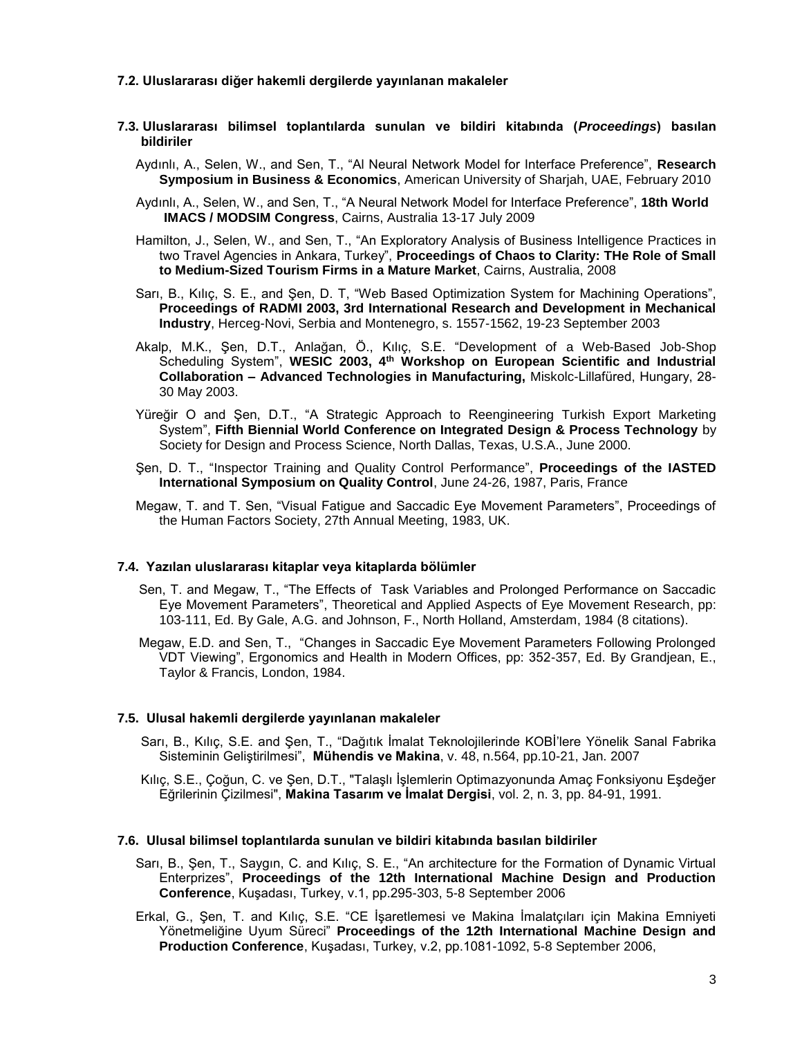### 7.2. Uluslararası diğer hakemli dergilerde yayınlanan makaleler

### 7.3. Uluslararası bilimsel toplantılarda sunulan ve bildiri kitabında (*Proceedings*) basılan bildiriler

Aydınlı, A., Selen, W., and Sen, T., "Al Neural Network Model for Interface Preference", **Research Symposium in Business & Economics**, American University of Sharjah, UAE, February 2010

Aydınlı, A., Selen, W., and Sen, T., "A Neural Network Model for Interface Preference", **18th World IMACS / MODSIM Congress**, Cairns, Australia 13-17 July 2009

Hamilton, J., Selen, W., and Sen, T., "An Exploratory Analysis of Business Intelligence Practices in two Travel Agencies in Ankara, Turkey", **Proceedings of Chaos to Clarity: THe Role of Small to Medium-Sized Tourism Firms in a Mature Market**, Cairns, Australia, 2008

Sarı, B., Kılıç, S. E., and Şen, D. T, "Web Based Optimization System for Machining Operations", **Proceedings of RADMI 2003, 3rd International Research and Development in Mechanical Industry**, Herceg-Novi, Serbia and Montenegro, s. 1557-1562, 19-23 September 2003

Akalp, M.K., Şen, D.T., Anlağan, Ö., Kılıç, S.E. "Development of a Web-Based Job-Shop Scheduling System", **WESIC 2003, 4th Workshop on European Scientific and Industrial Collaboration – Advanced Technologies in Manufacturing,** Miskolc-Lillafüred, Hungary, 28-30 May 2003.

Yüreğir O and Şen, D.T., "A Strategic Approach to Reengineering Turkish Export Marketing System", **Fifth Biennial World Conference on Integrated Design & Process Technology** by Society for Design and Process Science, North Dallas, Texas, U.S.A., June 2000.

Şen, D. T., "Inspector Training and Quality Control Performance", **Proceedings of the IASTED International Symposium on Quality Control**, June 24-26, 1987, Paris, France

Megaw, T. and T. Sen, "Visual Fatigue and Saccadic Eye Movement Parameters", Proceedings of the Human Factors Society, 27th Annual Meeting, 1983, UK.

### 7.4. Yazılan uluslararası kitaplar veya kitaplarda bölümler

Sen, T. and Megaw, T., "The Effects of Task Variables and Prolonged Performance on Saccadic Eye Movement Parameters", Theoretical and Applied Aspects of Eye Movement Research, pp: 103-111, Ed. By Gale, A.G. and Johnson, F., North Holland, Amsterdam, 1984 (8 citations).

Megaw, E.D. and Sen, T., "Changes in Saccadic Eye Movement Parameters Following Prolonged VDT Viewing", Ergonomics and Health in Modern Offices, pp: 352-357, Ed. By Grandjean, E., Taylor & Francis, London, 1984.

### 7.5. Ulusal hakemli dergilerde yayınlanan makaleler

Sarı, B., Kılıç, S.E. and Şen, T., "Dağıtık İmalat Teknolojilerinde KOBİ'lere Yönelik Sanal Fabrika Sisteminin Geliştirilmesi", **Mühendis ve Makina**, v. 48, n.564, pp.10-21, Jan. 2007

Kılıç, S.E., Çoğun, C. ve Şen, D.T., "Talaşlı İşlemlerin Optimazyonunda Amaç Fonksiyonu Eşdeğer Eğrilerinin Çizilmesi", **Makina Tasarım ve İmalat Dergisi**, vol. 2, n. 3, pp. 84-91, 1991.

### 7.6. Ulusal bilimsel toplantılarda sunulan ve bildiri kitabında basılan bildiriler

Sarı, B., Şen, T., Saygın, C. and Kılıç, S. E., "An architecture for the Formation of Dynamic Virtual Enterprizes", **Proceedings of the 12th International Machine Design and Production Conference**, Kuşadası, Turkey, v.1, pp.295-303, 5-8 September 2006

Erkal, G., Şen, T. and Kılıç, S.E. "CE İşaretlemesi ve Makina İmalatçıları için Makina Emniyeti Yönetmeliğine Uyum Süreci" **Proceedings of the 12th International Machine Design and Production Conference**, Kuşadası, Turkey, v.2, pp.1081-1092, 5-8 September 2006,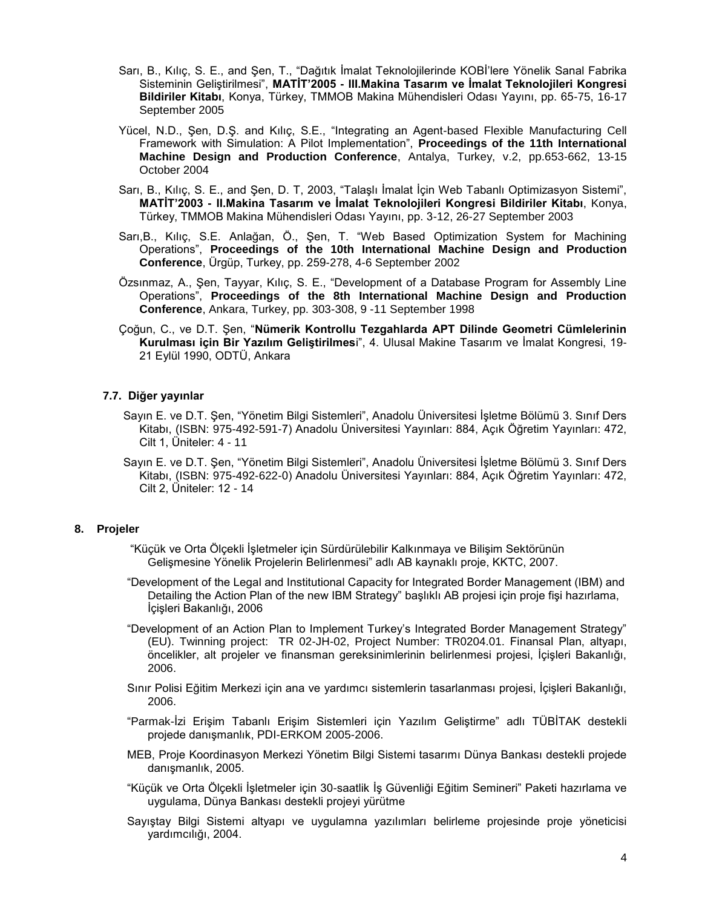Sarı, B., Kılıç, S. E., and Şen, T., "Dağıtık İmalat Teknolojilerinde KOBİ'lere Yönelik Sanal Fabrika Sisteminin Geliştirilmesi", **MATİT'2005 - III.Makina Tasarım ve İmalat Teknolojileri Kongresi Bildiriler Kitabı**, Konya, Türkey, TMMOB Makina Mühendisleri Odası Yayını, pp. 65-75, 16-17 September 2005

Yücel, N.D., Şen, D.Ş. and Kılıç, S.E., "Integrating an Agent-based Flexible Manufacturing Cell Framework with Simulation: A Pilot Implementation", **Proceedings of the 11th International Machine Design and Production Conference**, Antalya, Turkey, v.2, pp.653-662, 13-15 October 2004

Sarı, B., Kılıç, S. E., and Şen, D. T, 2003, "Talaşlı İmalat İçin Web Tabanlı Optimizasyon Sistemi", **MATİT'2003 - II.Makina Tasarım ve İmalat Teknolojileri Kongresi Bildiriler Kitabı**, Konya, Türkey, TMMOB Makina Mühendisleri Odası Yayını, pp. 3-12, 26-27 September 2003

Sarı,B., Kılıç, S.E. Anlağan, Ö., Şen, T. "Web Based Optimization System for Machining Operations", **Proceedings of the 10th International Machine Design and Production Conference**, Ürgüp, Turkey, pp. 259-278, 4-6 September 2002

Özsınmaz, A., Şen, Tayyar, Kılıç, S. E., "Development of a Database Program for Assembly Line Operations", **Proceedings of the 8th International Machine Design and Production Conference**, Ankara, Turkey, pp. 303-308, 9 -11 September 1998

Çoğun, C., ve D.T. Şen, "**Nümerik Kontrollu Tezgahlarda APT Dilinde Geometri Cümlelerinin Kurulması için Bir Yazılım Geliştirilmes**i", 4. Ulusal Makine Tasarım ve İmalat Kongresi, 19-21 Eylül 1990, ODTÜ, Ankara

### 7.7. Diğer yayınlar

Sayın E. ve D.T. Şen, "Yönetim Bilgi Sistemleri", Anadolu Üniversitesi İşletme Bölümü 3. Sınıf Ders Kitabı, (ISBN: 975-492-591-7) Anadolu Üniversitesi Yayınları: 884, Açık Öğretim Yayınları: 472, Cilt 1, Üniteler: 4 - 11

Sayın E. ve D.T. Şen, "Yönetim Bilgi Sistemleri", Anadolu Üniversitesi İşletme Bölümü 3. Sınıf Ders Kitabı, (ISBN: 975-492-622-0) Anadolu Üniversitesi Yayınları: 884, Açık Öğretim Yayınları: 472, Cilt 2, Üniteler: 12 - 14

## 8. Projeler

"Küçük ve Orta Ölçekli İşletmeler için Sürdürülebilir Kalkınmaya ve Bilişim Sektörünün Gelişmesine Yönelik Projelerin Belirlenmesi" adlı AB kaynaklı proje, KKTC, 2007.

"Development of the Legal and Institutional Capacity for Integrated Border Management (IBM) and Detailing the Action Plan of the new IBM Strategy" başlıklı AB projesi için proje fişi hazırlama, İçişleri Bakanlığı, 2006

"Development of an Action Plan to Implement Turkey's Integrated Border Management Strategy" (EU). Twinning project: TR 02-JH-02, Project Number: TR0204.01. Finansal Plan, altyapı, öncelikler, alt projeler ve finansman gereksinimlerinin belirlenmesi projesi, İçişleri Bakanlığı, 2006.

Sınır Polisi Eğitim Merkezi için ana ve yardımcı sistemlerin tasarlanması projesi, İçişleri Bakanlığı, 2006.

"Parmak-İzi Erişim Tabanlı Erişim Sistemleri için Yazılım Geliştirme" adlı TÜBİTAK destekli projede danışmanlık, PDI-ERKOM 2005-2006.

MEB, Proje Koordinasyon Merkezi Yönetim Bilgi Sistemi tasarımı Dünya Bankası destekli projede danışmanlık, 2005.

"Küçük ve Orta Ölçekli İşletmeler için 30-saatlik İş Güvenliği Eğitim Semineri" Paketi hazırlama ve uygulama, Dünya Bankası destekli projeyi yürütme

Sayıştay Bilgi Sistemi altyapı ve uygulamna yazılımları belirleme projesinde proje yöneticisi yardımcılığı, 2004.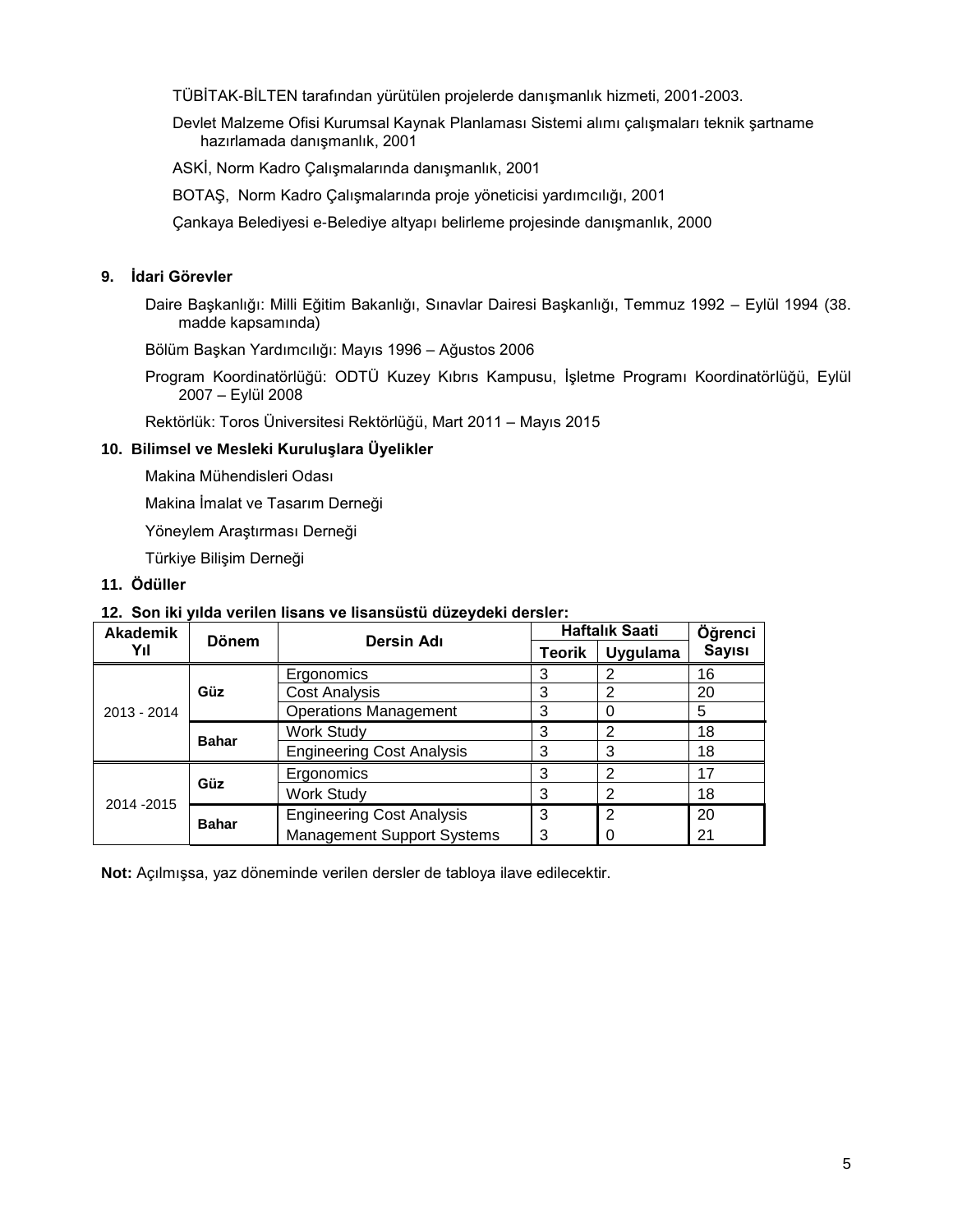TÜBİTAK-BİLTEN tarafından yürütülen projelerde danışmanlık hizmeti, 2001-2003.

Devlet Malzeme Ofisi Kurumsal Kaynak Planlaması Sistemi alımı çalışmaları teknik şartname hazırlamada danışmanlık, 2001

ASKİ, Norm Kadro Çalışmalarında danışmanlık, 2001

BOTAŞ, Norm Kadro Çalışmalarında proje yöneticisi yardımcılığı, 2001

Çankaya Belediyesi e-Belediye altyapı belirleme projesinde danışmanlık, 2000

## 9. İdari Görevler

Daire Başkanlığı: Milli Eğitim Bakanlığı, Sınavlar Dairesi Başkanlığı, Temmuz 1992 – Eylül 1994 (38. madde kapsamında)

Bölüm Başkan Yardımcılığı: Mayıs 1996 – Ağustos 2006

Program Koordinatörlüğü: ODTÜ Kuzey Kıbrıs Kampusu, İşletme Programı Koordinatörlüğü, Eylül 2007 – Eylül 2008

Rektörlük: Toros Üniversitesi Rektörlüğü, Mart 2011 – Mayıs 2015

## 10. Bilimsel ve Mesleki Kuruluşlara Üyelikler

Makina Mühendisleri Odası

Makina İmalat ve Tasarım Derneği

Yöneylem Araştırması Derneği

Türkiye Bilişim Derneği

## 11. Ödüller

## 12. Son iki yılda verilen lisans ve lisansüstü düzeydeki dersler:

| Akademik Yıl | Dönem | Dersin Adı | Haftalık Saati | | Öğrenci Sayısı |
|---|---|---|---|---|---|
| | | | Teorik | Uygulama | |
| 2013 - 2014 | Güz | Ergonomics | 3 | 2 | 16 |
| | | Cost Analysis | 3 | 2 | 20 |
| | | Operations Management | 3 | 0 | 5 |
| | Bahar | Work Study | 3 | 2 | 18 |
| | | Engineering Cost Analysis | 3 | 3 | 18 |
| 2014 -2015 | Güz | Ergonomics | 3 | 2 | 17 |
| | | Work Study | 3 | 2 | 18 |
| | Bahar | Engineering Cost Analysis | 3 | 2 | 20 |
| | | Management Support Systems | 3 | 0 | 21 |

**Not:** Açılmışsa, yaz döneminde verilen dersler de tabloya ilave edilecektir.